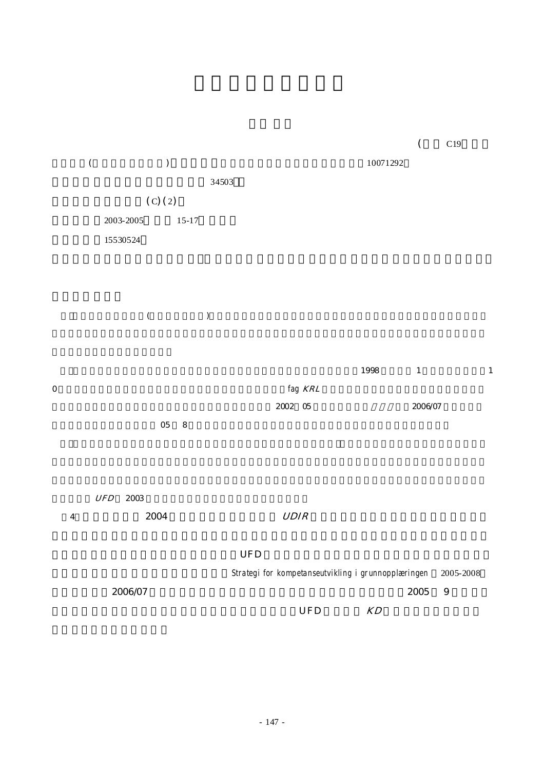( C19

( ) 10071292

34503

(C) (2)

2003-2005 15-17

15530524

( )

1998 1 1

0 fag *KRL*

2002 05 2006/07

05 8

*UFD* 2003

4 2004 *UDIR*

UFD

Strategi for kompetanseutvikling i grunnopplæringen 2005-2008

2006/07 2005 9

UFD *KD*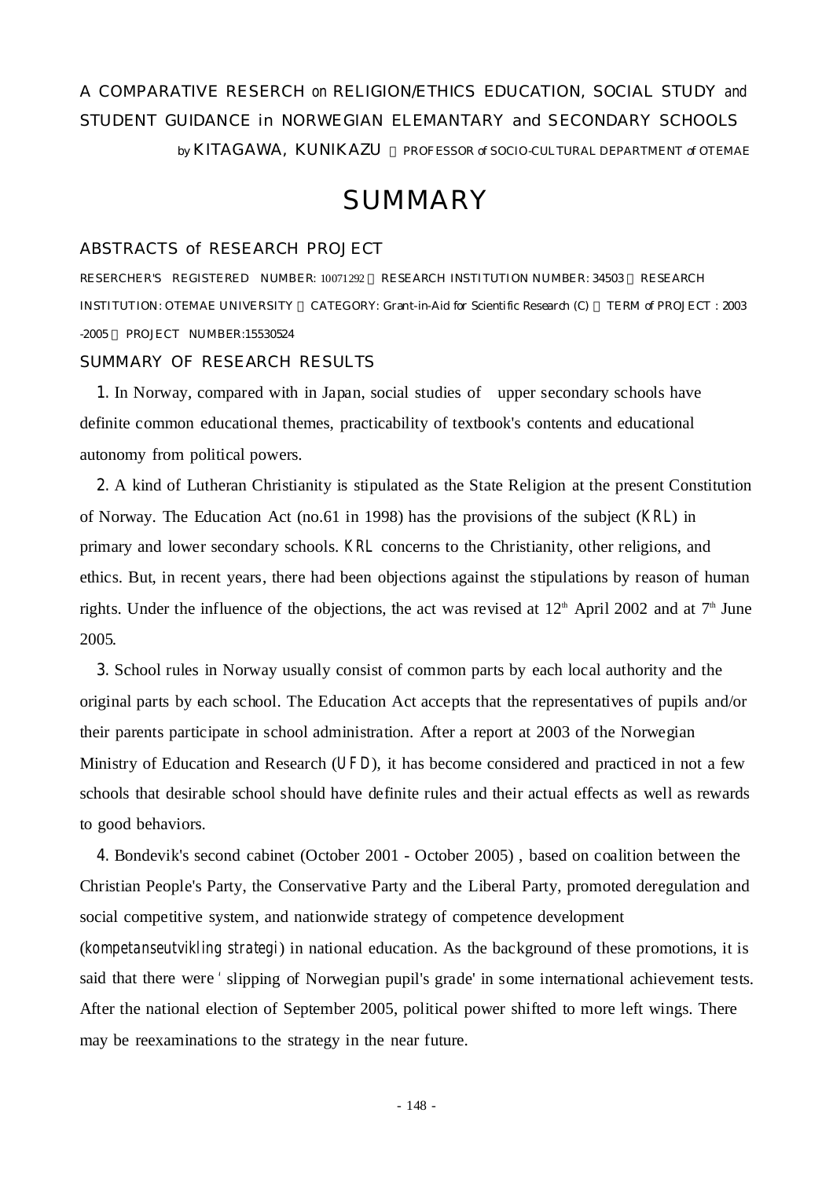A COMPARATIVE RESERCH on RELIGION/ETHICS EDUCATION, SOCIAL STUDY and STUDENT GUIDANCE in NORWEGIAN ELEMANTARY and SECONDARY SCHOOLS

by KITAGAWA, KUNIKAZU （PROFESSOR of SOCIO-CULTURAL DEPARTMENT of OTEMAE

# SUMMARY

## ABSTRACTS of RESEARCH PROJECT

RESERCHER'S REGISTERED NUMBER: 10071292，RESEARCH INSTITUTION NUMBER: 34503，RESEARCH INSTITUTION: OTEMAE UNIVERSITY，CATEGORY: Grant-in-Aid for Scientific Research (C)，TERM of PROJECT : 2003 -2005，PROJECT NUMBER:15530524

## SUMMARY OF RESEARCH RESULTS

1. In Norway, compared with in Japan, social studies of upper secondary schools have definite common educational themes, practicability of textbook's contents and educational autonomy from political powers.

2. A kind of Lutheran Christianity is stipulated as the State Religion at the present Constitution of Norway. The Education Act (no.61 in 1998) has the provisions of the subject (*KRL*) in primary and lower secondary schools. *KRL* concerns to the Christianity, other religions, and ethics. But, in recent years, there had been objections against the stipulations by reason of human rights. Under the influence of the objections, the act was revised at 12th April 2002 and at 7th June 2005.

3. School rules in Norway usually consist of common parts by each local authority and the original parts by each school. The Education Act accepts that the representatives of pupils and/or their parents participate in school administration. After a report at 2003 of the Norwegian Ministry of Education and Research (*UFD*), it has become considered and practiced in not a few schools that desirable school should have definite rules and their actual effects as well as rewards to good behaviors.

4. Bondevik's second cabinet (October 2001 - October 2005) , based on coalition between the Christian People's Party, the Conservative Party and the Liberal Party, promoted deregulation and social competitive system, and nationwide strategy of competence development (*kompetanseutvikling strategi*) in national education. As the background of these promotions, it is said that there were ' slipping of Norwegian pupil's grade' in some international achievement tests. After the national election of September 2005, political power shifted to more left wings. There may be reexaminations to the strategy in the near future.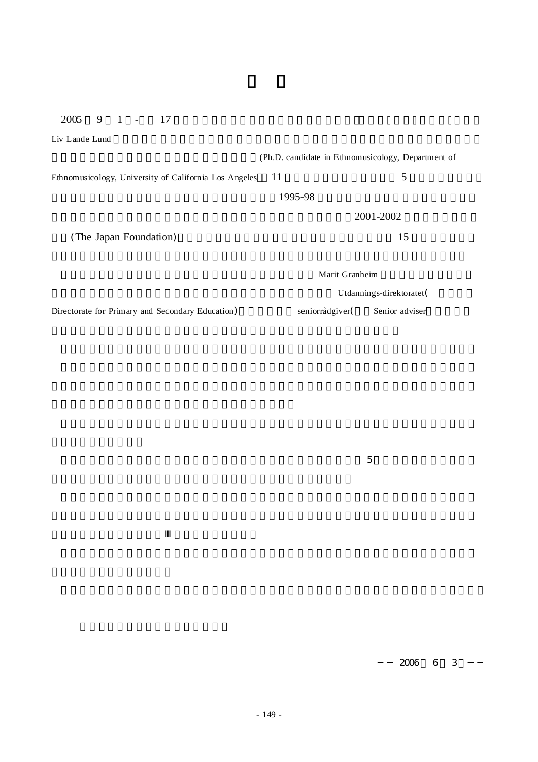2005 9 1 - 17

Liv Lande Lund

(Ph.D. candidate in Ethnomusicology, Department of Ethnomusicology, University of California Los Angeles 11 5

1995-98

2001-2002

(The Japan Foundation) 15

Marit Granheim

Utdannings-direktoratet( Directorate for Primary and Secondary Education) seniorrådgiver( Senior adviser

5

Ⅲ

－－ 2006 6 3 －－